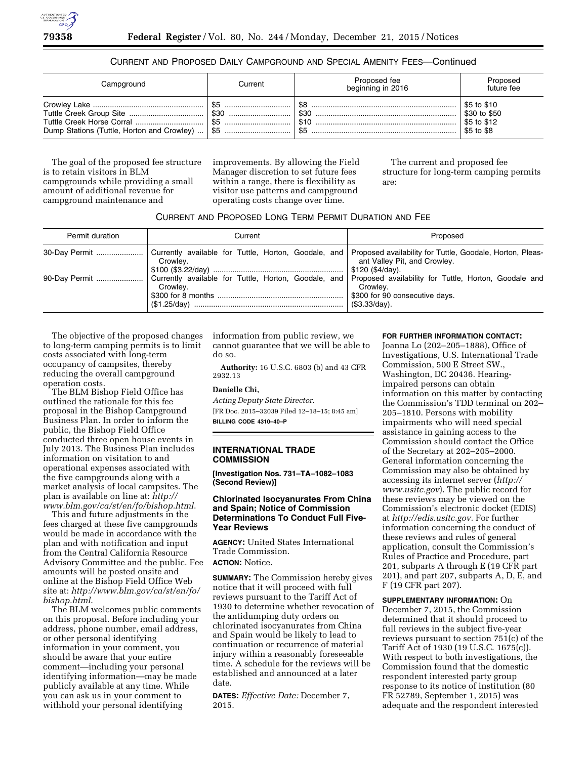CURRENT AND PROPOSED DAILY CAMPGROUND AND SPECIAL AMENITY FEES—Continued

| Campground | Current | Proposed fee beginning in 2016 | Proposed future fee |
| --- | --- | --- | --- |
| Crowley Lake | $5 | $8 | $5 to $10 |
| Tuttle Creek Group Site | $30 | $30 | $30 to $50 |
| Tuttle Creek Horse Corral | $5 | $10 | $5 to $12 |
| Dump Stations (Tuttle, Horton and Crowley) | $5 | $5 | $5 to $8 |

The goal of the proposed fee structure is to retain visitors in BLM campgrounds while providing a small amount of additional revenue for campground maintenance and improvements. By allowing the Field Manager discretion to set future fees within a range, there is flexibility as visitor use patterns and campground operating costs change over time.

The current and proposed fee structure for long-term camping permits are:

CURRENT AND PROPOSED LONG TERM PERMIT DURATION AND FEE

| Permit duration | Current | Proposed |
| --- | --- | --- |
| 30-Day Permit | Currently available for Tuttle, Horton, Goodale, and Crowley. $100 ($3.22/day) | Proposed availability for Tuttle, Goodale, Horton, Pleasant Valley Pit, and Crowley. $120 ($4/day). |
| 90-Day Permit | Currently available for Tuttle, Horton, Goodale, and Crowley. $300 for 8 months ($1.25/day) | Proposed availability for Tuttle, Horton, Goodale and Crowley. $300 for 90 consecutive days. ($3.33/day). |

The objective of the proposed changes to long-term camping permits is to limit costs associated with long-term occupancy of campsites, thereby reducing the overall campground operation costs.

The BLM Bishop Field Office has outlined the rationale for this fee proposal in the Bishop Campground Business Plan. In order to inform the public, the Bishop Field Office conducted three open house events in July 2013. The Business Plan includes information on visitation to and operational expenses associated with the five campgrounds along with a market analysis of local campsites. The plan is available on line at: *http://www.blm.gov/ca/st/en/fo/bishop.html*.

This and future adjustments in the fees charged at these five campgrounds would be made in accordance with the plan and with notification and input from the Central California Resource Advisory Committee and the public. Fee amounts will be posted onsite and online at the Bishop Field Office Web site at: *http://www.blm.gov/ca/st/en/fo/bishop.html*.

The BLM welcomes public comments on this proposal. Before including your address, phone number, email address, or other personal identifying information in your comment, you should be aware that your entire comment—including your personal identifying information—may be made publicly available at any time. While you can ask us in your comment to withhold your personal identifying information from public review, we cannot guarantee that we will be able to do so.

**Authority:** 16 U.S.C. 6803 (b) and 43 CFR 2932.13

**Danielle Chi,**

*Acting Deputy State Director.*

[FR Doc. 2015–32039 Filed 12–18–15; 8:45 am]

**BILLING CODE 4310–40–P**

## INTERNATIONAL TRADE COMMISSION

**[Investigation Nos. 731–TA–1082–1083 (Second Review)]**

### Chlorinated Isocyanurates From China and Spain; Notice of Commission Determinations To Conduct Full Five-Year Reviews

**AGENCY:** United States International Trade Commission.

**ACTION:** Notice.

**SUMMARY:** The Commission hereby gives notice that it will proceed with full reviews pursuant to the Tariff Act of 1930 to determine whether revocation of the antidumping duty orders on chlorinated isocyanurates from China and Spain would be likely to lead to continuation or recurrence of material injury within a reasonably foreseeable time. A schedule for the reviews will be established and announced at a later date.

**DATES:** *Effective Date:* December 7, 2015.

**FOR FURTHER INFORMATION CONTACT:** Joanna Lo (202–205–1888), Office of Investigations, U.S. International Trade Commission, 500 E Street SW., Washington, DC 20436. Hearing-impaired persons can obtain information on this matter by contacting the Commission's TDD terminal on 202–205–1810. Persons with mobility impairments who will need special assistance in gaining access to the Commission should contact the Office of the Secretary at 202–205–2000. General information concerning the Commission may also be obtained by accessing its internet server (*http://www.usitc.gov*). The public record for these reviews may be viewed on the Commission's electronic docket (EDIS) at *http://edis.usitc.gov.* For further information concerning the conduct of these reviews and rules of general application, consult the Commission's Rules of Practice and Procedure, part 201, subparts A through E (19 CFR part 201), and part 207, subparts A, D, E, and F (19 CFR part 207).

**SUPPLEMENTARY INFORMATION:** On December 7, 2015, the Commission determined that it should proceed to full reviews in the subject five-year reviews pursuant to section 751(c) of the Tariff Act of 1930 (19 U.S.C. 1675(c)). With respect to both investigations, the Commission found that the domestic respondent interested party group response to its notice of institution (80 FR 52789, September 1, 2015) was adequate and the respondent interested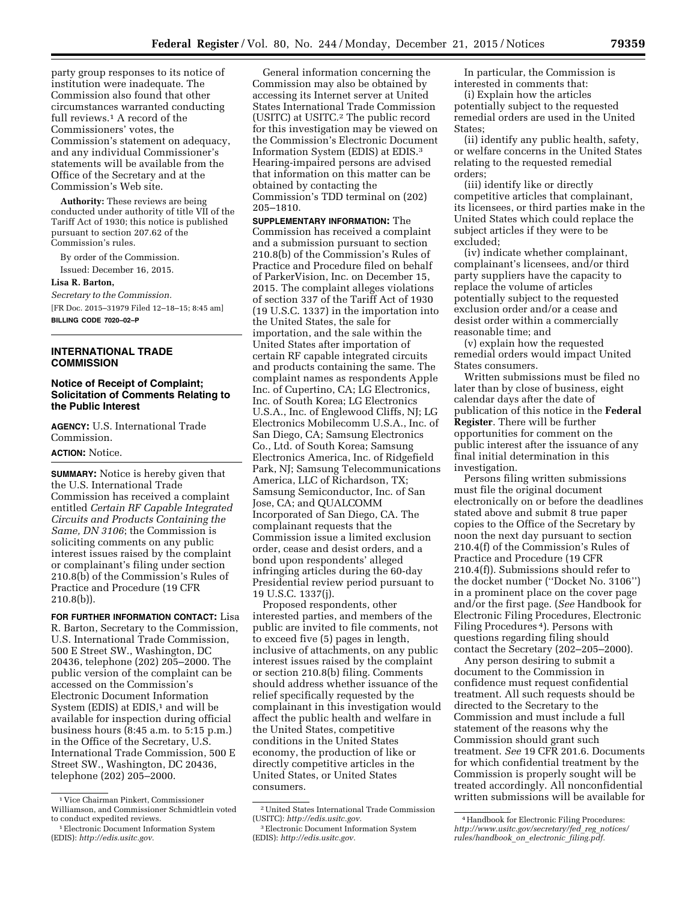party group responses to its notice of institution were inadequate. The Commission also found that other circumstances warranted conducting full reviews.[1] A record of the Commissioners' votes, the Commission's statement on adequacy, and any individual Commissioner's statements will be available from the Office of the Secretary and at the Commission's Web site.

[1] Vice Chairman Pinkert, Commissioner Williamson, and Commissioner Schmidtlein voted to conduct expedited reviews.

**Authority:** These reviews are being conducted under authority of title VII of the Tariff Act of 1930; this notice is published pursuant to section 207.62 of the Commission's rules.

By order of the Commission.

Issued: December 16, 2015.

**Lisa R. Barton,**

*Secretary to the Commission.*

[FR Doc. 2015–31979 Filed 12–18–15; 8:45 am]

**BILLING CODE 7020–02–P**

## INTERNATIONAL TRADE COMMISSION

### Notice of Receipt of Complaint; Solicitation of Comments Relating to the Public Interest

**AGENCY:** U.S. International Trade Commission.

**ACTION:** Notice.

**SUMMARY:** Notice is hereby given that the U.S. International Trade Commission has received a complaint entitled *Certain RF Capable Integrated Circuits and Products Containing the Same, DN 3106*; the Commission is soliciting comments on any public interest issues raised by the complaint or complainant's filing under section 210.8(b) of the Commission's Rules of Practice and Procedure (19 CFR 210.8(b)).

**FOR FURTHER INFORMATION CONTACT:** Lisa R. Barton, Secretary to the Commission, U.S. International Trade Commission, 500 E Street SW., Washington, DC 20436, telephone (202) 205–2000. The public version of the complaint can be accessed on the Commission's Electronic Document Information System (EDIS) at EDIS,[1] and will be available for inspection during official business hours (8:45 a.m. to 5:15 p.m.) in the Office of the Secretary, U.S. International Trade Commission, 500 E Street SW., Washington, DC 20436, telephone (202) 205–2000.

[1] Electronic Document Information System (EDIS): *http://edis.usitc.gov.*

General information concerning the Commission may also be obtained by accessing its Internet server at United States International Trade Commission (USITC) at USITC.[2] The public record for this investigation may be viewed on the Commission's Electronic Document Information System (EDIS) at EDIS.[3] Hearing-impaired persons are advised that information on this matter can be obtained by contacting the Commission's TDD terminal on (202) 205–1810.

[2] United States International Trade Commission (USITC): *http://edis.usitc.gov.*

[3] Electronic Document Information System (EDIS): *http://edis.usitc.gov.*

**SUPPLEMENTARY INFORMATION:** The Commission has received a complaint and a submission pursuant to section 210.8(b) of the Commission's Rules of Practice and Procedure filed on behalf of ParkerVision, Inc. on December 15, 2015. The complaint alleges violations of section 337 of the Tariff Act of 1930 (19 U.S.C. 1337) in the importation into the United States, the sale for importation, and the sale within the United States after importation of certain RF capable integrated circuits and products containing the same. The complaint names as respondents Apple Inc. of Cupertino, CA; LG Electronics, Inc. of South Korea; LG Electronics U.S.A., Inc. of Englewood Cliffs, NJ; LG Electronics Mobilecomm U.S.A., Inc. of San Diego, CA; Samsung Electronics Co., Ltd. of South Korea; Samsung Electronics America, Inc. of Ridgefield Park, NJ; Samsung Telecommunications America, LLC of Richardson, TX; Samsung Semiconductor, Inc. of San Jose, CA; and QUALCOMM Incorporated of San Diego, CA. The complainant requests that the Commission issue a limited exclusion order, cease and desist orders, and a bond upon respondents' alleged infringing articles during the 60-day Presidential review period pursuant to 19 U.S.C. 1337(j).

Proposed respondents, other interested parties, and members of the public are invited to file comments, not to exceed five (5) pages in length, inclusive of attachments, on any public interest issues raised by the complaint or section 210.8(b) filing. Comments should address whether issuance of the relief specifically requested by the complainant in this investigation would affect the public health and welfare in the United States, competitive conditions in the United States economy, the production of like or directly competitive articles in the United States, or United States consumers.

In particular, the Commission is interested in comments that:

(i) Explain how the articles potentially subject to the requested remedial orders are used in the United States;

(ii) identify any public health, safety, or welfare concerns in the United States relating to the requested remedial orders;

(iii) identify like or directly competitive articles that complainant, its licensees, or third parties make in the United States which could replace the subject articles if they were to be excluded;

(iv) indicate whether complainant, complainant's licensees, and/or third party suppliers have the capacity to replace the volume of articles potentially subject to the requested exclusion order and/or a cease and desist order within a commercially reasonable time; and

(v) explain how the requested remedial orders would impact United States consumers.

Written submissions must be filed no later than by close of business, eight calendar days after the date of publication of this notice in the **Federal Register**. There will be further opportunities for comment on the public interest after the issuance of any final initial determination in this investigation.

Persons filing written submissions must file the original document electronically on or before the deadlines stated above and submit 8 true paper copies to the Office of the Secretary by noon the next day pursuant to section 210.4(f) of the Commission's Rules of Practice and Procedure (19 CFR 210.4(f)). Submissions should refer to the docket number (''Docket No. 3106'') in a prominent place on the cover page and/or the first page. (*See* Handbook for Electronic Filing Procedures, Electronic Filing Procedures[4]). Persons with questions regarding filing should contact the Secretary (202–205–2000).

[4] Handbook for Electronic Filing Procedures: *http://www.usitc.gov/secretary/fed_reg_notices/rules/handbook_on_electronic_filing.pdf.*

Any person desiring to submit a document to the Commission in confidence must request confidential treatment. All such requests should be directed to the Secretary to the Commission and must include a full statement of the reasons why the Commission should grant such treatment. *See* 19 CFR 201.6. Documents for which confidential treatment by the Commission is properly sought will be treated accordingly. All nonconfidential written submissions will be available for